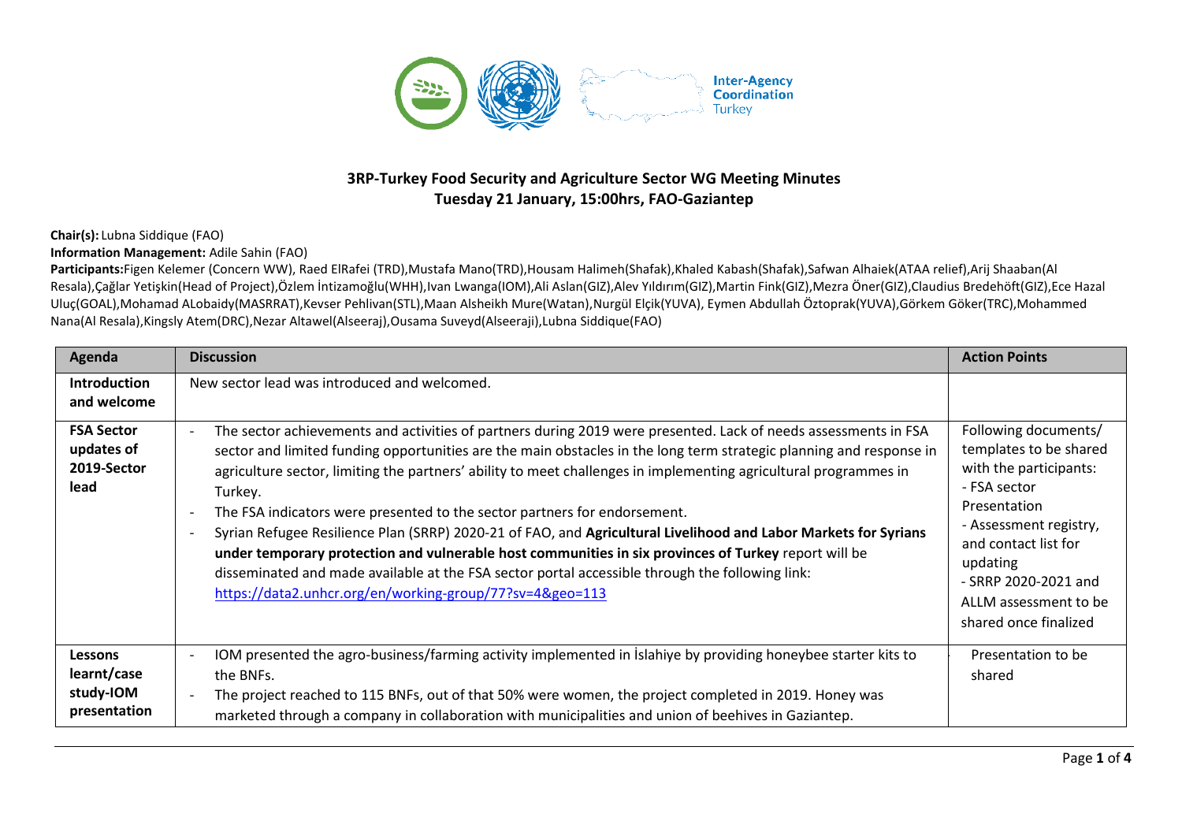**3RP-Turkey Food Security and Agriculture Sector WG Meeting Minutes**
**Tuesday 21 January, 15:00hrs, FAO-Gaziantep**

**Chair(s):** Lubna Siddique (FAO)
**Information Management:** Adile Sahin (FAO)
**Participants:** Figen Kelemer (Concern WW), Raed ElRafei (TRD),Mustafa Mano(TRD),Housam Halimeh(Shafak),Khaled Kabash(Shafak),Safwan Alhaiek(ATAA relief),Arij Shaaban(Al Resala),Çağlar Yetişkin(Head of Project),Özlem İntizamoğlu(WHH),Ivan Lwanga(IOM),Ali Aslan(GIZ),Alev Yıldırım(GIZ),Martin Fink(GIZ),Mezra Öner(GIZ),Claudius Bredehöft(GIZ),Ece Hazal Uluç(GOAL),Mohamad ALobaidy(MASRRAT),Kevser Pehlivan(STL),Maan Alsheikh Mure(Watan),Nurgül Elçik(YUVA), Eymen Abdullah Öztoprak(YUVA),Görkem Göker(TRC),Mohammed Nana(Al Resala),Kingsly Atem(DRC),Nezar Altawel(Alseeraj),Ousama Suveyd(Alseeraji),Lubna Siddique(FAO)

| Agenda | Discussion | Action Points |
|---|---|---|
| **Introduction and welcome** | New sector lead was introduced and welcomed. | |
| **FSA Sector updates of 2019-Sector lead** | - The sector achievements and activities of partners during 2019 were presented. Lack of needs assessments in FSA sector and limited funding opportunities are the main obstacles in the long term strategic planning and response in agriculture sector, limiting the partners' ability to meet challenges in implementing agricultural programmes in Turkey.<br>- The FSA indicators were presented to the sector partners for endorsement.<br>- Syrian Refugee Resilience Plan (SRRP) 2020-21 of FAO, and **Agricultural Livelihood and Labor Markets for Syrians under temporary protection and vulnerable host communities in six provinces of Turkey** report will be disseminated and made available at the FSA sector portal accessible through the following link: [https://data2.unhcr.org/en/working-group/77?sv=4&geo=113](https://data2.unhcr.org/en/working-group/77?sv=4&geo=113) | Following documents/ templates to be shared with the participants:<br>- FSA sector Presentation<br>- Assessment registry, and contact list for updating<br>- SRRP 2020-2021 and ALLM assessment to be shared once finalized |
| **Lessons learnt/case study-IOM presentation** | - IOM presented the agro-business/farming activity implemented in İslahiye by providing honeybee starter kits to the BNFs.<br>- The project reached to 115 BNFs, out of that 50% were women, the project completed in 2019. Honey was marketed through a company in collaboration with municipalities and union of beehives in Gaziantep. | Presentation to be shared |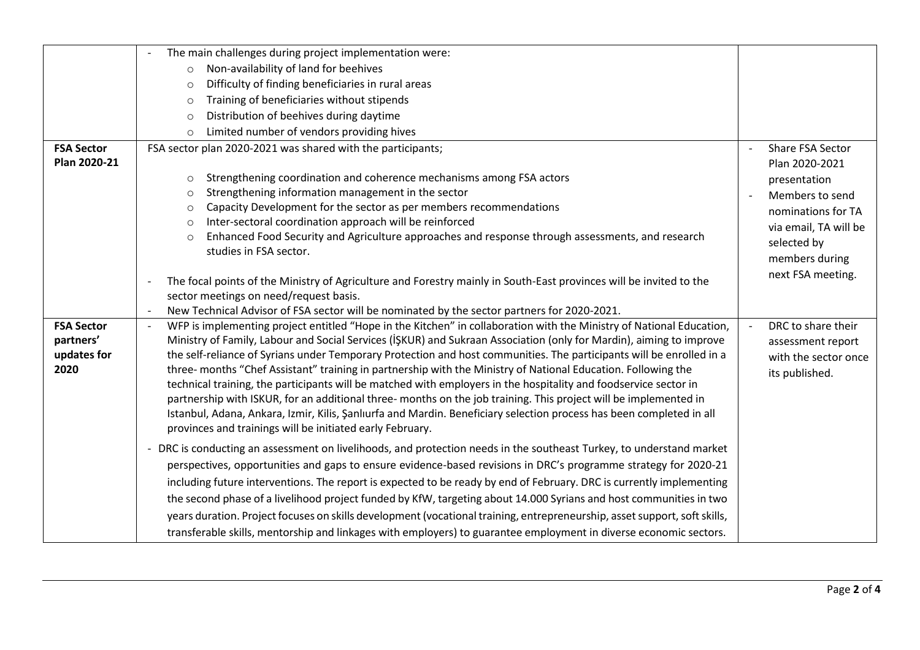| | | |
|---|---|---|
| | - The main challenges during project implementation were:<br>○ Non-availability of land for beehives<br>○ Difficulty of finding beneficiaries in rural areas<br>○ Training of beneficiaries without stipends<br>○ Distribution of beehives during daytime<br>○ Limited number of vendors providing hives | |
| **FSA Sector Plan 2020-21** | FSA sector plan 2020-2021 was shared with the participants;<br>○ Strengthening coordination and coherence mechanisms among FSA actors<br>○ Strengthening information management in the sector<br>○ Capacity Development for the sector as per members recommendations<br>○ Inter-sectoral coordination approach will be reinforced<br>○ Enhanced Food Security and Agriculture approaches and response through assessments, and research studies in FSA sector.<br>- The focal points of the Ministry of Agriculture and Forestry mainly in South-East provinces will be invited to the sector meetings on need/request basis.<br>- New Technical Advisor of FSA sector will be nominated by the sector partners for 2020-2021. | - Share FSA Sector Plan 2020-2021 presentation<br>- Members to send nominations for TA via email, TA will be selected by members during next FSA meeting. |
| **FSA Sector partners' updates for 2020** | - WFP is implementing project entitled "Hope in the Kitchen" in collaboration with the Ministry of National Education, Ministry of Family, Labour and Social Services (İŞKUR) and Sukraan Association (only for Mardin), aiming to improve the self-reliance of Syrians under Temporary Protection and host communities. The participants will be enrolled in a three- months "Chef Assistant" training in partnership with the Ministry of National Education. Following the technical training, the participants will be matched with employers in the hospitality and foodservice sector in partnership with ISKUR, for an additional three- months on the job training. This project will be implemented in Istanbul, Adana, Ankara, Izmir, Kilis, Şanlıurfa and Mardin. Beneficiary selection process has been completed in all provinces and trainings will be initiated early February.<br>- DRC is conducting an assessment on livelihoods, and protection needs in the southeast Turkey, to understand market perspectives, opportunities and gaps to ensure evidence-based revisions in DRC's programme strategy for 2020-21 including future interventions. The report is expected to be ready by end of February. DRC is currently implementing the second phase of a livelihood project funded by KfW, targeting about 14.000 Syrians and host communities in two years duration. Project focuses on skills development (vocational training, entrepreneurship, asset support, soft skills, transferable skills, mentorship and linkages with employers) to guarantee employment in diverse economic sectors. | - DRC to share their assessment report with the sector once its published. |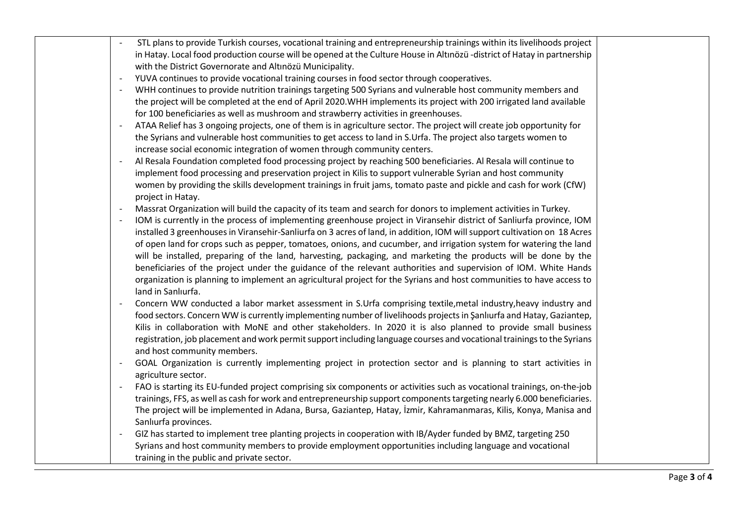| | | |
|---|---|---|
| | - STL plans to provide Turkish courses, vocational training and entrepreneurship trainings within its livelihoods project in Hatay. Local food production course will be opened at the Culture House in Altınözü -district of Hatay in partnership with the District Governorate and Altınözü Municipality.<br>- YUVA continues to provide vocational training courses in food sector through cooperatives.<br>- WHH continues to provide nutrition trainings targeting 500 Syrians and vulnerable host community members and the project will be completed at the end of April 2020.WHH implements its project with 200 irrigated land available for 100 beneficiaries as well as mushroom and strawberry activities in greenhouses.<br>- ATAA Relief has 3 ongoing projects, one of them is in agriculture sector. The project will create job opportunity for the Syrians and vulnerable host communities to get access to land in S.Urfa. The project also targets women to increase social economic integration of women through community centers.<br>- Al Resala Foundation completed food processing project by reaching 500 beneficiaries. Al Resala will continue to implement food processing and preservation project in Kilis to support vulnerable Syrian and host community women by providing the skills development trainings in fruit jams, tomato paste and pickle and cash for work (CfW) project in Hatay.<br>- Massrat Organization will build the capacity of its team and search for donors to implement activities in Turkey.<br>- IOM is currently in the process of implementing greenhouse project in Viransehir district of Sanliurfa province, IOM installed 3 greenhouses in Viransehir-Sanliurfa on 3 acres of land, in addition, IOM will support cultivation on 18 Acres of open land for crops such as pepper, tomatoes, onions, and cucumber, and irrigation system for watering the land will be installed, preparing of the land, harvesting, packaging, and marketing the products will be done by the beneficiaries of the project under the guidance of the relevant authorities and supervision of IOM. White Hands organization is planning to implement an agricultural project for the Syrians and host communities to have access to land in Sanlıurfa.<br>- Concern WW conducted a labor market assessment in S.Urfa comprising textile,metal industry,heavy industry and food sectors. Concern WW is currently implementing number of livelihoods projects in Şanlıurfa and Hatay, Gaziantep, Kilis in collaboration with MoNE and other stakeholders. In 2020 it is also planned to provide small business registration, job placement and work permit support including language courses and vocational trainings to the Syrians and host community members.<br>- GOAL Organization is currently implementing project in protection sector and is planning to start activities in agriculture sector.<br>- FAO is starting its EU-funded project comprising six components or activities such as vocational trainings, on-the-job trainings, FFS, as well as cash for work and entrepreneurship support components targeting nearly 6.000 beneficiaries. The project will be implemented in Adana, Bursa, Gaziantep, Hatay, İzmir, Kahramanmaras, Kilis, Konya, Manisa and Sanlıurfa provinces.<br>- GIZ has started to implement tree planting projects in cooperation with IB/Ayder funded by BMZ, targeting 250 Syrians and host community members to provide employment opportunities including language and vocational training in the public and private sector. | |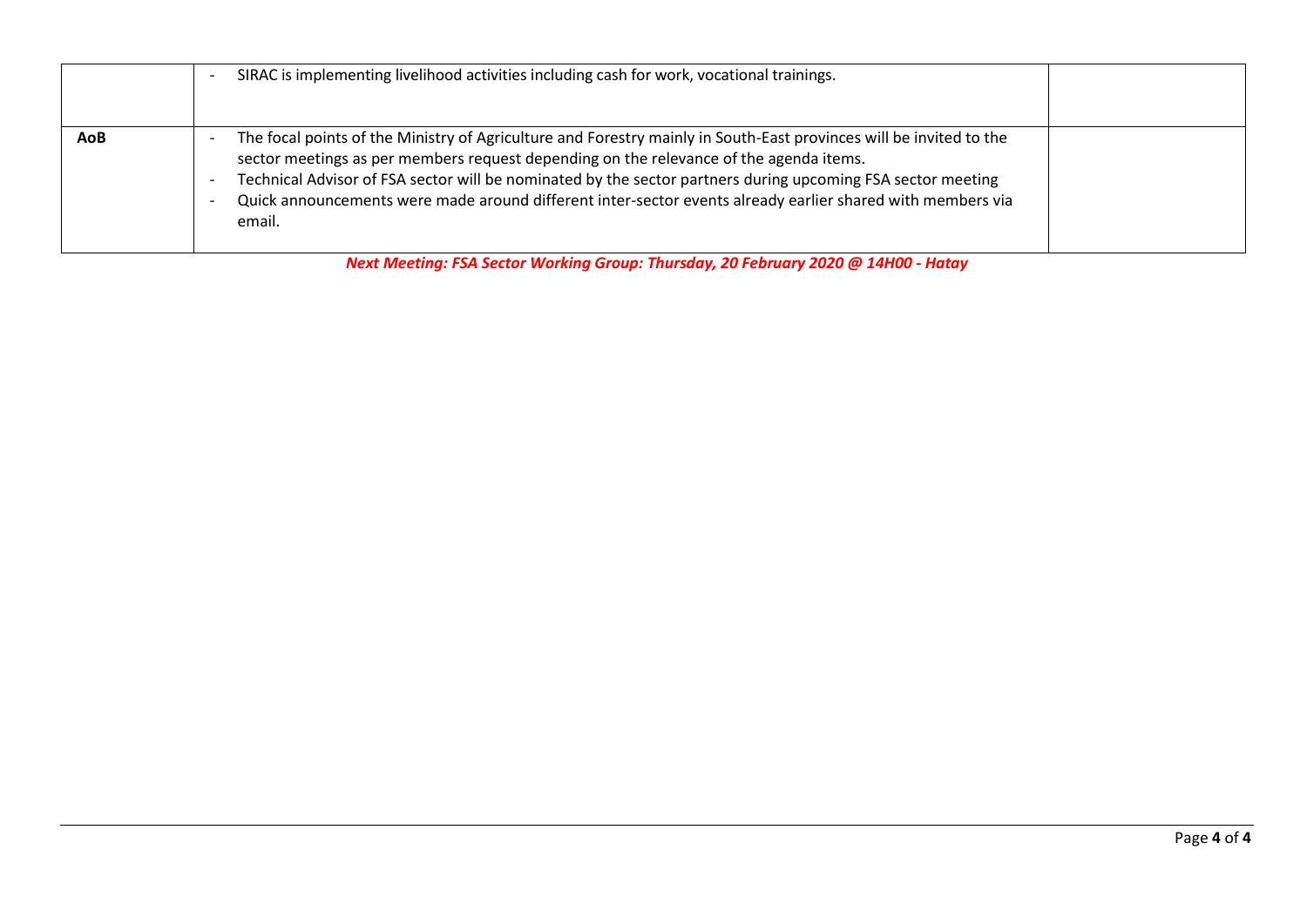| | | |
|---|---|---|
| | - SIRAC is implementing livelihood activities including cash for work, vocational trainings. | |
| **AoB** | - The focal points of the Ministry of Agriculture and Forestry mainly in South-East provinces will be invited to the sector meetings as per members request depending on the relevance of the agenda items.<br>- Technical Advisor of FSA sector will be nominated by the sector partners during upcoming FSA sector meeting<br>- Quick announcements were made around different inter-sector events already earlier shared with members via email. | |

***Next Meeting: FSA Sector Working Group: Thursday, 20 February 2020 @ 14H00 - Hatay***